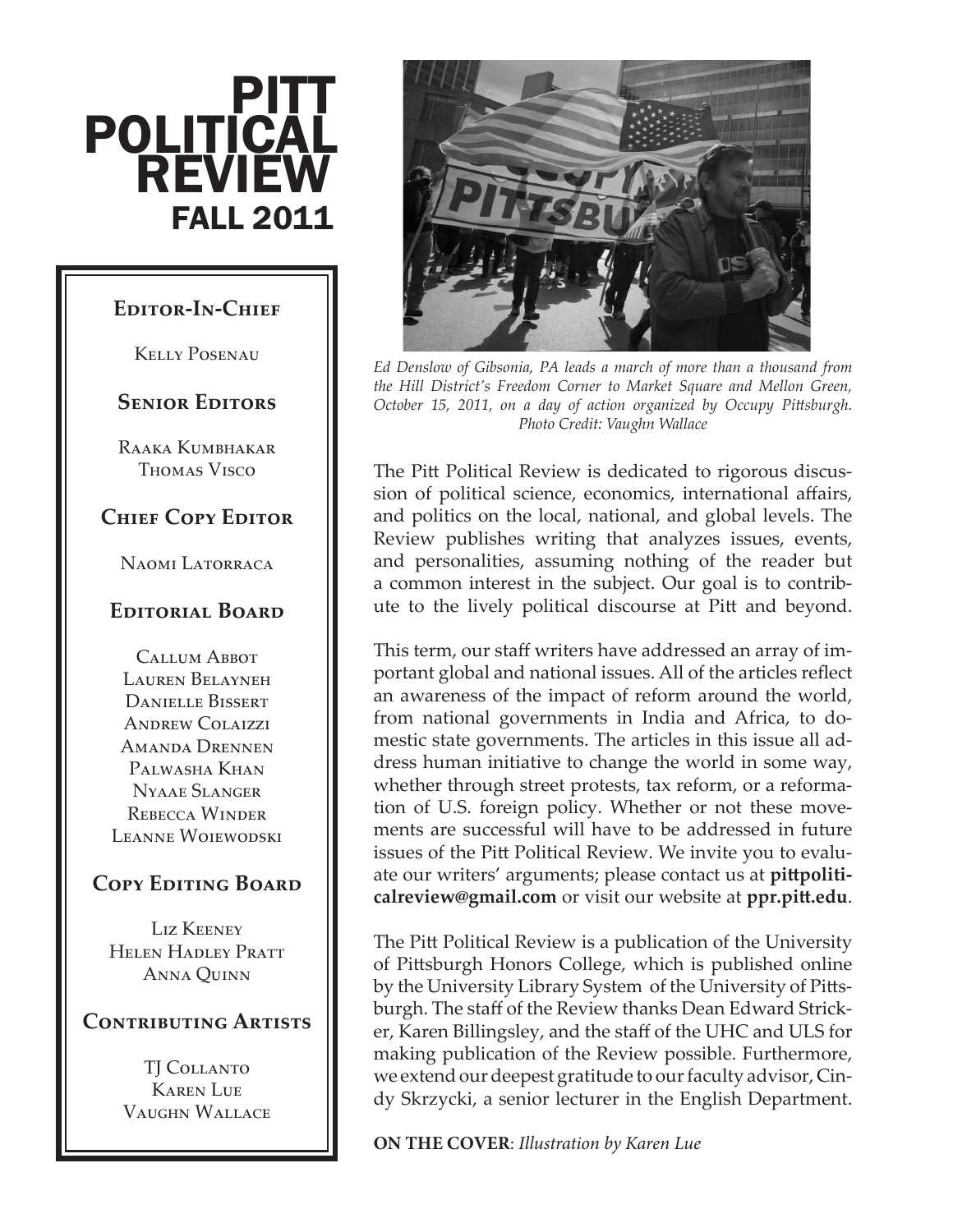# PITT POLITICAL REVIEW
## FALL 2011

**Editor-In-Chief**

Kelly Posenau

**Senior Editors**

Raaka Kumbhakar
Thomas Visco

**Chief Copy Editor**

Naomi Latorraca

**Editorial Board**

Callum Abbot
Lauren Belayneh
Danielle Bissert
Andrew Colaizzi
Amanda Drennen
Palwasha Khan
Nyaae Slanger
Rebecca Winder
Leanne Woiewodski

**Copy Editing Board**

Liz Keeney
Helen Hadley Pratt
Anna Quinn

**Contributing Artists**

TJ Collanto
Karen Lue
Vaughn Wallace

*Ed Denslow of Gibsonia, PA leads a march of more than a thousand from the Hill District's Freedom Corner to Market Square and Mellon Green, October 15, 2011, on a day of action organized by Occupy Pittsburgh. Photo Credit: Vaughn Wallace*

The Pitt Political Review is dedicated to rigorous discussion of political science, economics, international affairs, and politics on the local, national, and global levels. The Review publishes writing that analyzes issues, events, and personalities, assuming nothing of the reader but a common interest in the subject. Our goal is to contribute to the lively political discourse at Pitt and beyond.

This term, our staff writers have addressed an array of important global and national issues. All of the articles reflect an awareness of the impact of reform around the world, from national governments in India and Africa, to domestic state governments. The articles in this issue all address human initiative to change the world in some way, whether through street protests, tax reform, or a reformation of U.S. foreign policy. Whether or not these movements are successful will have to be addressed in future issues of the Pitt Political Review. We invite you to evaluate our writers' arguments; please contact us at **pittpoliticalreview@gmail.com** or visit our website at **ppr.pitt.edu**.

The Pitt Political Review is a publication of the University of Pittsburgh Honors College, which is published online by the University Library System of the University of Pittsburgh. The staff of the Review thanks Dean Edward Stricker, Karen Billingsley, and the staff of the UHC and ULS for making publication of the Review possible. Furthermore, we extend our deepest gratitude to our faculty advisor, Cindy Skrzycki, a senior lecturer in the English Department.

**ON THE COVER**: *Illustration by Karen Lue*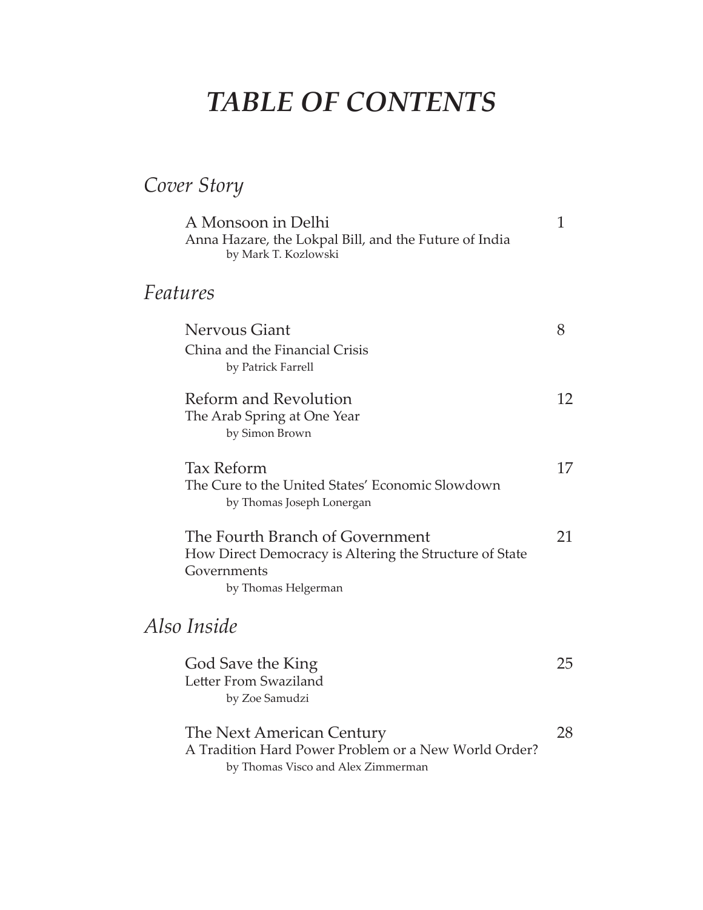# *TABLE OF CONTENTS*

## *Cover Story*

A Monsoon in Delhi — 1
Anna Hazare, the Lokpal Bill, and the Future of India
by Mark T. Kozlowski

## *Features*

Nervous Giant — 8
China and the Financial Crisis
by Patrick Farrell

Reform and Revolution — 12
The Arab Spring at One Year
by Simon Brown

Tax Reform — 17
The Cure to the United States' Economic Slowdown
by Thomas Joseph Lonergan

The Fourth Branch of Government — 21
How Direct Democracy is Altering the Structure of State Governments
by Thomas Helgerman

## *Also Inside*

God Save the King — 25
Letter From Swaziland
by Zoe Samudzi

The Next American Century — 28
A Tradition Hard Power Problem or a New World Order?
by Thomas Visco and Alex Zimmerman